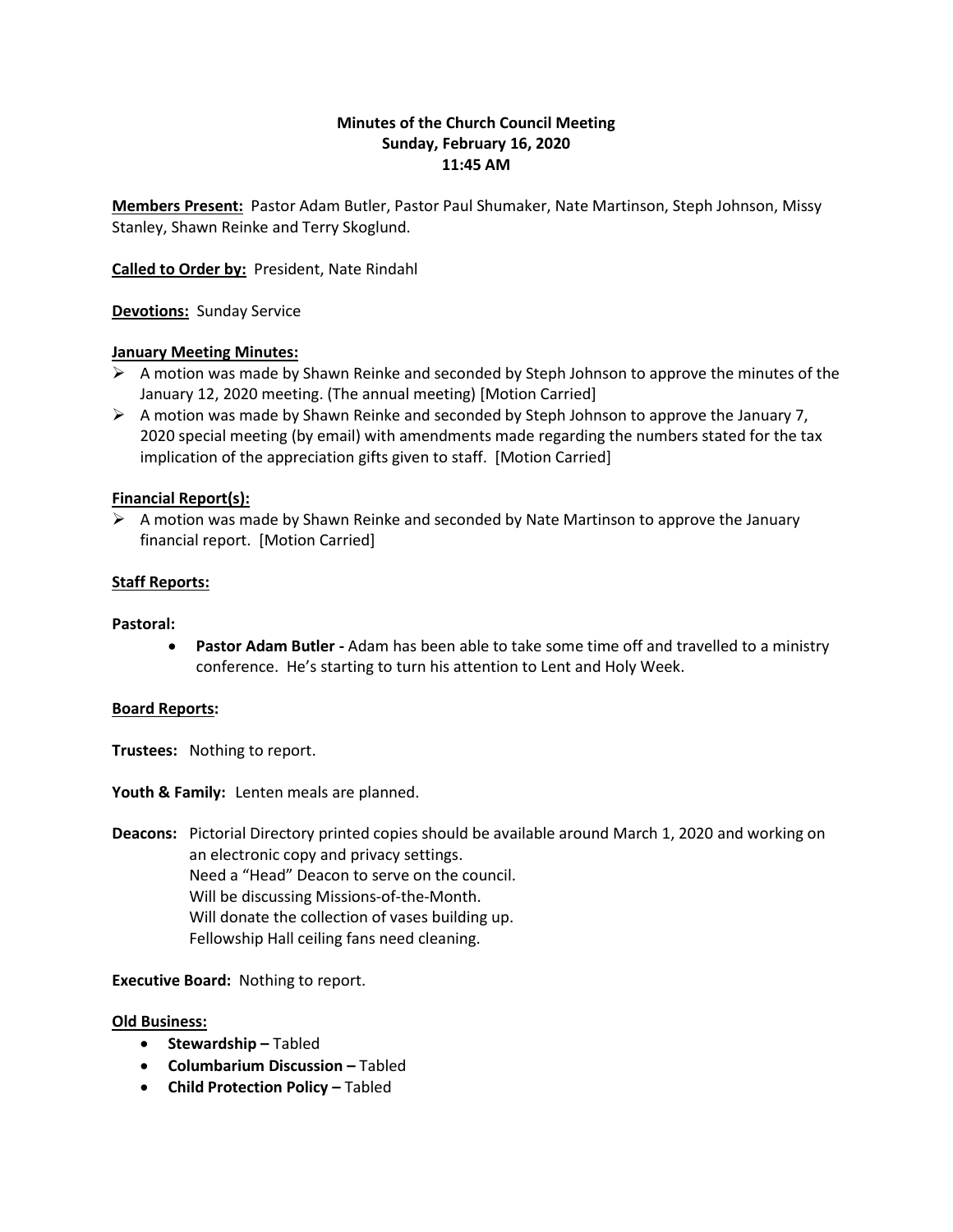**Minutes of the Church Council Meeting**
**Sunday, February 16, 2020**
**11:45 AM**

**Members Present:** Pastor Adam Butler, Pastor Paul Shumaker, Nate Martinson, Steph Johnson, Missy Stanley, Shawn Reinke and Terry Skoglund.

**Called to Order by:** President, Nate Rindahl

**Devotions:** Sunday Service

**January Meeting Minutes:**

- A motion was made by Shawn Reinke and seconded by Steph Johnson to approve the minutes of the January 12, 2020 meeting. (The annual meeting) [Motion Carried]
- A motion was made by Shawn Reinke and seconded by Steph Johnson to approve the January 7, 2020 special meeting (by email) with amendments made regarding the numbers stated for the tax implication of the appreciation gifts given to staff. [Motion Carried]

**Financial Report(s):**

- A motion was made by Shawn Reinke and seconded by Nate Martinson to approve the January financial report. [Motion Carried]

**Staff Reports:**

**Pastoral:**

- **Pastor Adam Butler -** Adam has been able to take some time off and travelled to a ministry conference. He's starting to turn his attention to Lent and Holy Week.

**Board Reports:**

**Trustees:** Nothing to report.

**Youth & Family:** Lenten meals are planned.

**Deacons:** Pictorial Directory printed copies should be available around March 1, 2020 and working on an electronic copy and privacy settings.
Need a "Head" Deacon to serve on the council.
Will be discussing Missions-of-the-Month.
Will donate the collection of vases building up.
Fellowship Hall ceiling fans need cleaning.

**Executive Board:** Nothing to report.

**Old Business:**

- **Stewardship –** Tabled
- **Columbarium Discussion –** Tabled
- **Child Protection Policy –** Tabled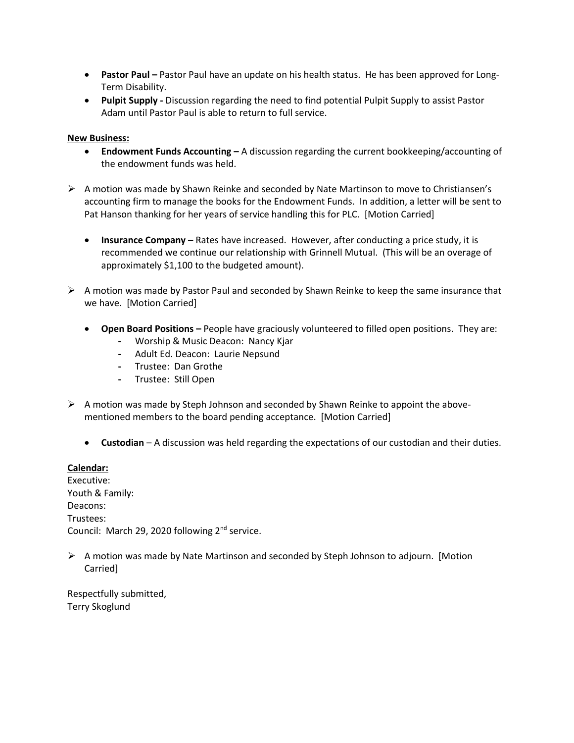- **Pastor Paul –** Pastor Paul have an update on his health status. He has been approved for Long-Term Disability.
- **Pulpit Supply -** Discussion regarding the need to find potential Pulpit Supply to assist Pastor Adam until Pastor Paul is able to return to full service.

**New Business:**

- **Endowment Funds Accounting –** A discussion regarding the current bookkeeping/accounting of the endowment funds was held.

➢ A motion was made by Shawn Reinke and seconded by Nate Martinson to move to Christiansen's accounting firm to manage the books for the Endowment Funds. In addition, a letter will be sent to Pat Hanson thanking for her years of service handling this for PLC. [Motion Carried]

- **Insurance Company –** Rates have increased. However, after conducting a price study, it is recommended we continue our relationship with Grinnell Mutual. (This will be an overage of approximately $1,100 to the budgeted amount).

➢ A motion was made by Pastor Paul and seconded by Shawn Reinke to keep the same insurance that we have. [Motion Carried]

- **Open Board Positions –** People have graciously volunteered to filled open positions. They are:
  - Worship & Music Deacon: Nancy Kjar
  - Adult Ed. Deacon: Laurie Nepsund
  - Trustee: Dan Grothe
  - Trustee: Still Open

➢ A motion was made by Steph Johnson and seconded by Shawn Reinke to appoint the above-mentioned members to the board pending acceptance. [Motion Carried]

- **Custodian** – A discussion was held regarding the expectations of our custodian and their duties.

**Calendar:**

Executive:
Youth & Family:
Deacons:
Trustees:
Council: March 29, 2020 following 2nd service.

➢ A motion was made by Nate Martinson and seconded by Steph Johnson to adjourn. [Motion Carried]

Respectfully submitted,
Terry Skoglund